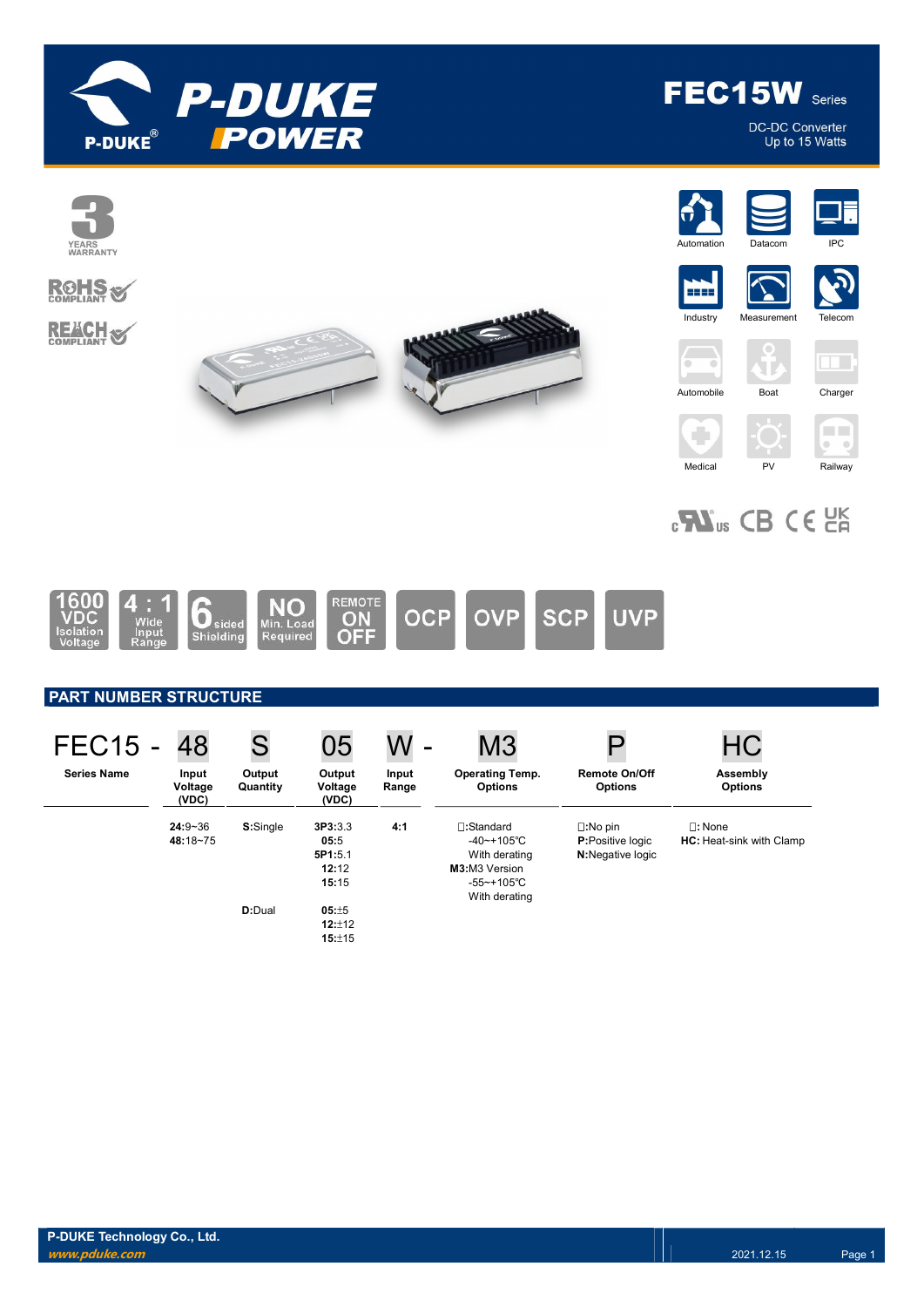# FEC15W Series

DC-DC Converter
Up to 15 Watts

3 YEARS WARRANTY

RoHS COMPLIANT

REACH COMPLIANT

Automation | Datacom | IPC | Industry | Measurement | Telecom | Automobile | Boat | Charger | Medical | PV | Railway

1600 VDC Isolation Voltage | 4 : 1 Wide Input Range | 6 sided Shielding | NO Min. Load Required | REMOTE ON OFF | OCP | OVP | SCP | UVP

## PART NUMBER STRUCTURE

| FEC15 - | 48 | S | 05 | W - | M3 | P | HC |
|---|---|---|---|---|---|---|---|
| **Series Name** | **Input Voltage (VDC)** | **Output Quantity** | **Output Voltage (VDC)** | **Input Range** | **Operating Temp. Options** | **Remote On/Off Options** | **Assembly Options** |
| | **24**:9~36<br>**48**:18~75 | **S**:Single | **3P3**:3.3<br>**05**:5<br>**5P1**:5.1<br>**12**:12<br>**15**:15 | **4:1** | □:Standard<br>-40~+105℃<br>With derating<br>**M3**:M3 Version<br>-55~+105℃<br>With derating | □:No pin<br>**P**:Positive logic<br>**N**:Negative logic | □: None<br>**HC**: Heat-sink with Clamp |
| | | **D**:Dual | **05**:±5<br>**12**:±12<br>**15**:±15 | | | | |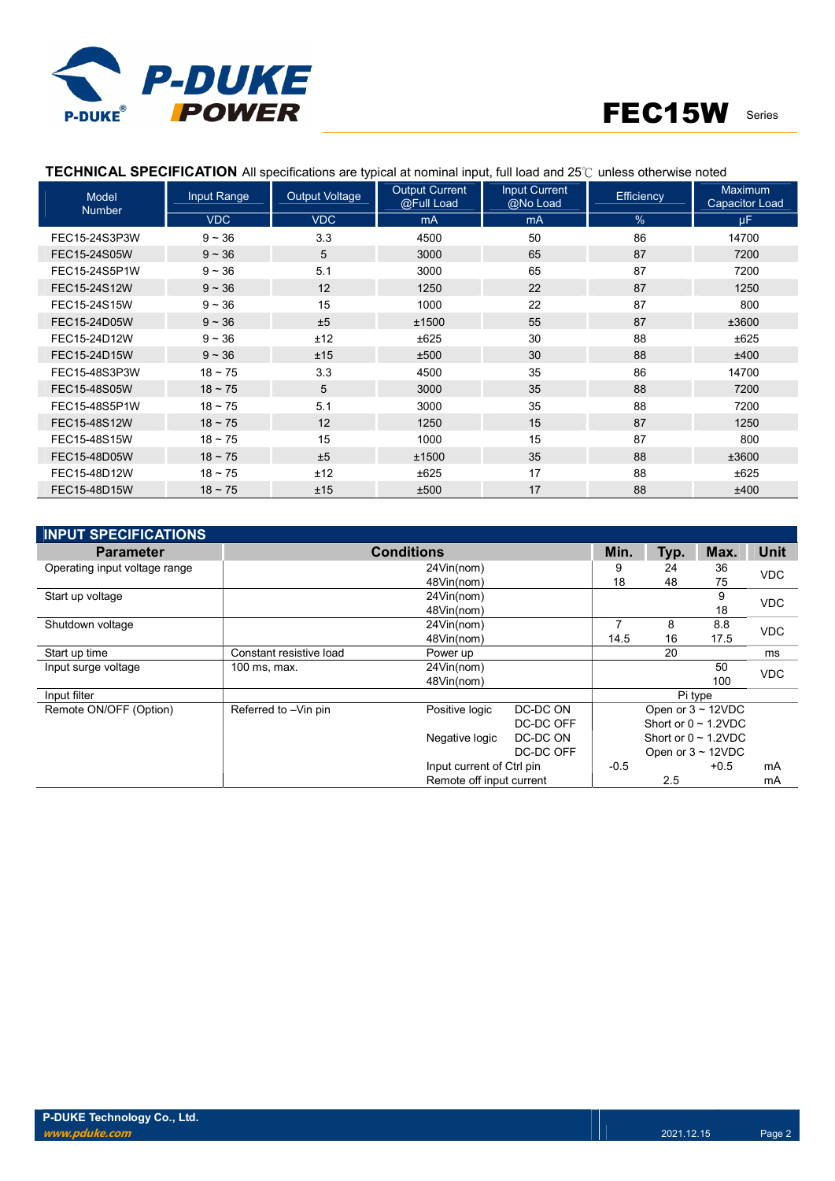## TECHNICAL SPECIFICATION

All specifications are typical at nominal input, full load and 25℃ unless otherwise noted

| Model Number | Input Range | Output Voltage | Output Current @Full Load | Input Current @No Load | Efficiency | Maximum Capacitor Load |
|---|---|---|---|---|---|---|
| | VDC | VDC | mA | mA | % | μF |
| FEC15-24S3P3W | 9 ~ 36 | 3.3 | 4500 | 50 | 86 | 14700 |
| FEC15-24S05W | 9 ~ 36 | 5 | 3000 | 65 | 87 | 7200 |
| FEC15-24S5P1W | 9 ~ 36 | 5.1 | 3000 | 65 | 87 | 7200 |
| FEC15-24S12W | 9 ~ 36 | 12 | 1250 | 22 | 87 | 1250 |
| FEC15-24S15W | 9 ~ 36 | 15 | 1000 | 22 | 87 | 800 |
| FEC15-24D05W | 9 ~ 36 | ±5 | ±1500 | 55 | 87 | ±3600 |
| FEC15-24D12W | 9 ~ 36 | ±12 | ±625 | 30 | 88 | ±625 |
| FEC15-24D15W | 9 ~ 36 | ±15 | ±500 | 30 | 88 | ±400 |
| FEC15-48S3P3W | 18 ~ 75 | 3.3 | 4500 | 35 | 86 | 14700 |
| FEC15-48S05W | 18 ~ 75 | 5 | 3000 | 35 | 88 | 7200 |
| FEC15-48S5P1W | 18 ~ 75 | 5.1 | 3000 | 35 | 88 | 7200 |
| FEC15-48S12W | 18 ~ 75 | 12 | 1250 | 15 | 87 | 1250 |
| FEC15-48S15W | 18 ~ 75 | 15 | 1000 | 15 | 87 | 800 |
| FEC15-48D05W | 18 ~ 75 | ±5 | ±1500 | 35 | 88 | ±3600 |
| FEC15-48D12W | 18 ~ 75 | ±12 | ±625 | 17 | 88 | ±625 |
| FEC15-48D15W | 18 ~ 75 | ±15 | ±500 | 17 | 88 | ±400 |

## INPUT SPECIFICATIONS

| Parameter | Conditions | | | Min. | Typ. | Max. | Unit |
|---|---|---|---|---|---|---|---|
| Operating input voltage range | | 24Vin(nom) | | 9 | 24 | 36 | VDC |
| | | 48Vin(nom) | | 18 | 48 | 75 | |
| Start up voltage | | 24Vin(nom) | | | | 9 | VDC |
| | | 48Vin(nom) | | | | 18 | |
| Shutdown voltage | | 24Vin(nom) | | 7 | 8 | 8.8 | VDC |
| | | 48Vin(nom) | | 14.5 | 16 | 17.5 | |
| Start up time | Constant resistive load | Power up | | | 20 | | ms |
| Input surge voltage | 100 ms, max. | 24Vin(nom) | | | | 50 | VDC |
| | | 48Vin(nom) | | | | 100 | |
| Input filter | | | | Pi type | | | |
| Remote ON/OFF (Option) | Referred to –Vin pin | Positive logic | DC-DC ON | Open or 3 ~ 12VDC | | | |
| | | | DC-DC OFF | Short or 0 ~ 1.2VDC | | | |
| | | Negative logic | DC-DC ON | Short or 0 ~ 1.2VDC | | | |
| | | | DC-DC OFF | Open or 3 ~ 12VDC | | | |
| | | Input current of Ctrl pin | | -0.5 | | +0.5 | mA |
| | | Remote off input current | | | 2.5 | | mA |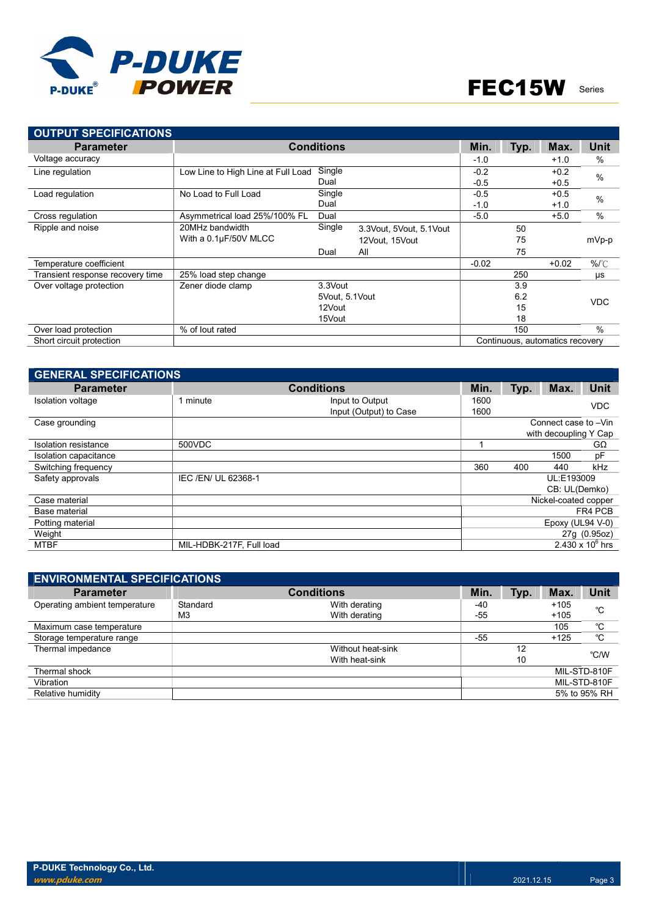## OUTPUT SPECIFICATIONS

| Parameter | Conditions | | | Min. | Typ. | Max. | Unit |
|---|---|---|---|---|---|---|---|
| Voltage accuracy | | | | -1.0 | | +1.0 | % |
| Line regulation | Low Line to High Line at Full Load | Single | | -0.2 | | +0.2 | % |
| | | Dual | | -0.5 | | +0.5 | |
| Load regulation | No Load to Full Load | Single | | -0.5 | | +0.5 | % |
| | | Dual | | -1.0 | | +1.0 | |
| Cross regulation | Asymmetrical load 25%/100% FL | Dual | | -5.0 | | +5.0 | % |
| Ripple and noise | 20MHz bandwidth | Single | 3.3Vout, 5Vout, 5.1Vout | | 50 | | mVp-p |
| | With a 0.1µF/50V MLCC | | 12Vout, 15Vout | | 75 | | |
| | | Dual | All | | 75 | | |
| Temperature coefficient | | | | -0.02 | | +0.02 | %/℃ |
| Transient response recovery time | 25% load step change | | | | 250 | | µs |
| Over voltage protection | Zener diode clamp | 3.3Vout | | | 3.9 | | VDC |
| | | 5Vout, 5.1Vout | | | 6.2 | | |
| | | 12Vout | | | 15 | | |
| | | 15Vout | | | 18 | | |
| Over load protection | % of Iout rated | | | | 150 | | % |
| Short circuit protection | | | | Continuous, automatics recovery | | | |

## GENERAL SPECIFICATIONS

| Parameter | Conditions | | Min. | Typ. | Max. | Unit |
|---|---|---|---|---|---|---|
| Isolation voltage | 1 minute | Input to Output | 1600 | | | VDC |
| | | Input (Output) to Case | 1600 | | | |
| Case grounding | | | Connect case to –Vin with decoupling Y Cap | | | |
| Isolation resistance | 500VDC | | 1 | | | GΩ |
| Isolation capacitance | | | | | 1500 | pF |
| Switching frequency | | | 360 | 400 | 440 | kHz |
| Safety approvals | IEC /EN/ UL 62368-1 | | UL:E193009 CB: UL(Demko) | | | |
| Case material | | | Nickel-coated copper | | | |
| Base material | | | FR4 PCB | | | |
| Potting material | | | Epoxy (UL94 V-0) | | | |
| Weight | | | 27g (0.95oz) | | | |
| MTBF | MIL-HDBK-217F, Full load | | $2.430 \times 10^6$ hrs | | | |

## ENVIRONMENTAL SPECIFICATIONS

| Parameter | Conditions | | Min. | Typ. | Max. | Unit |
|---|---|---|---|---|---|---|
| Operating ambient temperature | Standard | With derating | -40 | | +105 | ℃ |
| | M3 | With derating | -55 | | +105 | |
| Maximum case temperature | | | | | 105 | ℃ |
| Storage temperature range | | | -55 | | +125 | ℃ |
| Thermal impedance | | Without heat-sink | | 12 | | ℃/W |
| | | With heat-sink | | 10 | | |
| Thermal shock | | | MIL-STD-810F | | | |
| Vibration | | | MIL-STD-810F | | | |
| Relative humidity | | | 5% to 95% RH | | | |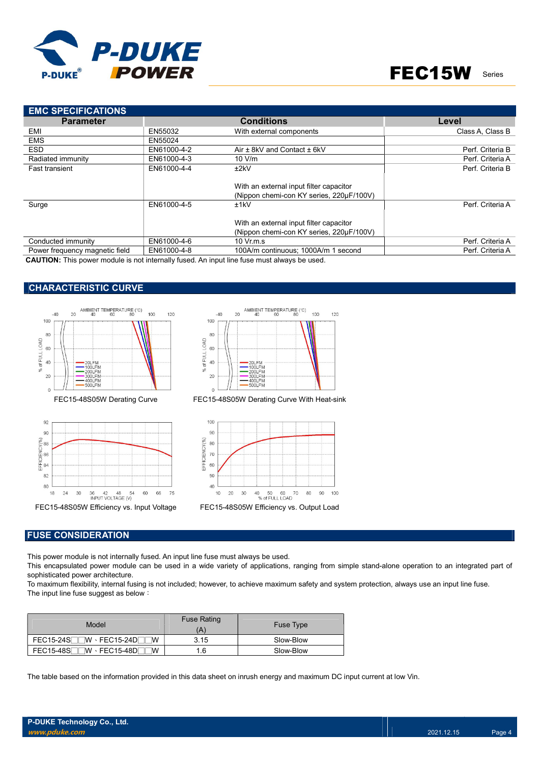## EMC SPECIFICATIONS

| Parameter | Conditions | | Level |
|---|---|---|---|
| EMI | EN55032 | With external components | Class A, Class B |
| EMS | EN55024 | | |
| ESD | EN61000-4-2 | Air ± 8kV and Contact ± 6kV | Perf. Criteria B |
| Radiated immunity | EN61000-4-3 | 10 V/m | Perf. Criteria A |
| Fast transient | EN61000-4-4 | ±2kV<br><br>With an external input filter capacitor (Nippon chemi-con KY series, 220μF/100V) | Perf. Criteria B |
| Surge | EN61000-4-5 | ±1kV<br><br>With an external input filter capacitor (Nippon chemi-con KY series, 220μF/100V) | Perf. Criteria A |
| Conducted immunity | EN61000-4-6 | 10 Vr.m.s | Perf. Criteria A |
| Power frequency magnetic field | EN61000-4-8 | 100A/m continuous; 1000A/m 1 second | Perf. Criteria A |

**CAUTION:** This power module is not internally fused. An input line fuse must always be used.

## CHARACTERISTIC CURVE

FEC15-48S05W Derating Curve

FEC15-48S05W Derating Curve With Heat-sink

FEC15-48S05W Efficiency vs. Input Voltage

FEC15-48S05W Efficiency vs. Output Load

## FUSE CONSIDERATION

This power module is not internally fused. An input line fuse must always be used.
This encapsulated power module can be used in a wide variety of applications, ranging from simple stand-alone operation to an integrated part of sophisticated power architecture.
To maximum flexibility, internal fusing is not included; however, to achieve maximum safety and system protection, always use an input line fuse.
The input line fuse suggest as below：

| Model | Fuse Rating (A) | Fuse Type |
|---|---|---|
| FEC15-24S□□W、FEC15-24D□□W | 3.15 | Slow-Blow |
| FEC15-48S□□W、FEC15-48D□□W | 1.6 | Slow-Blow |

The table based on the information provided in this data sheet on inrush energy and maximum DC input current at low Vin.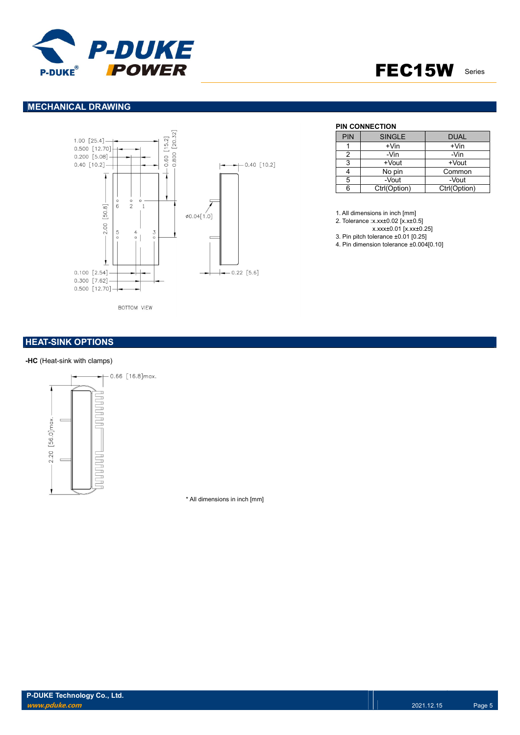## MECHANICAL DRAWING

1.00 [25.4]
0.500 [12.70]
0.200 [5.08]
0.40 [10.2]
0.60 [15.2]
0.800 [20.32]
0.40 [10.2]
2.00 [50.8]
ø0.04[1.0]
0.100 [2.54]
0.300 [7.62]
0.500 [12.70]
0.22 [5.6]

BOTTOM VIEW

**PIN CONNECTION**

| PIN | SINGLE | DUAL |
|---|---|---|
| 1 | +Vin | +Vin |
| 2 | -Vin | -Vin |
| 3 | +Vout | +Vout |
| 4 | No pin | Common |
| 5 | -Vout | -Vout |
| 6 | Ctrl(Option) | Ctrl(Option) |

1. All dimensions in inch [mm]
2. Tolerance :x.xx±0.02 [x.x±0.5]
   x.xxx±0.01 [x.xx±0.25]
3. Pin pitch tolerance ±0.01 [0.25]
4. Pin dimension tolerance ±0.004[0.10]

## HEAT-SINK OPTIONS

**-HC** (Heat-sink with clamps)

0.66 [16.8]max.
2.20 [56.0]max.

\* All dimensions in inch [mm]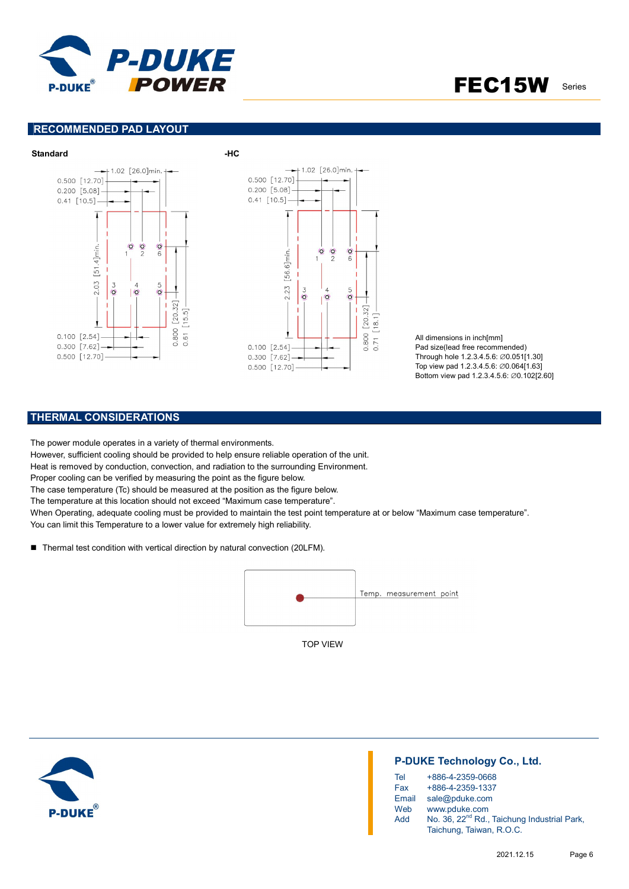## RECOMMENDED PAD LAYOUT

**Standard**

1.02 [26.0]min.
0.500 [12.70]
0.200 [5.08]
0.41 [10.5]
2.03 [51.4]min.
0.100 [2.54]
0.300 [7.62]
0.500 [12.70]
0.800 [20.32]
0.61 [15.5]
1 2 6
3 4 5

**-HC**

1.02 [26.0]min.
0.500 [12.70]
0.200 [5.08]
0.41 [10.5]
2.23 [56.6]min.
0.100 [2.54]
0.300 [7.62]
0.500 [12.70]
0.800 [20.32]
0.71 [18.1]
1 2 6
3 4 5

All dimensions in inch[mm]
Pad size(lead free recommended)
Through hole 1.2.3.4.5.6: ∅0.051[1.30]
Top view pad 1.2.3.4.5.6: ∅0.064[1.63]
Bottom view pad 1.2.3.4.5.6: ∅0.102[2.60]

## THERMAL CONSIDERATIONS

The power module operates in a variety of thermal environments.
However, sufficient cooling should be provided to help ensure reliable operation of the unit.
Heat is removed by conduction, convection, and radiation to the surrounding Environment.
Proper cooling can be verified by measuring the point as the figure below.
The case temperature (Tc) should be measured at the position as the figure below.
The temperature at this location should not exceed "Maximum case temperature".
When Operating, adequate cooling must be provided to maintain the test point temperature at or below "Maximum case temperature".
You can limit this Temperature to a lower value for extremely high reliability.

- Thermal test condition with vertical direction by natural convection (20LFM).

Temp. measurement point

TOP VIEW

**P-DUKE Technology Co., Ltd.**

Tel +886-4-2359-0668
Fax +886-4-2359-1337
Email sale@pduke.com
Web www.pduke.com
Add No. 36, 22nd Rd., Taichung Industrial Park, Taichung, Taiwan, R.O.C.

2021.12.15